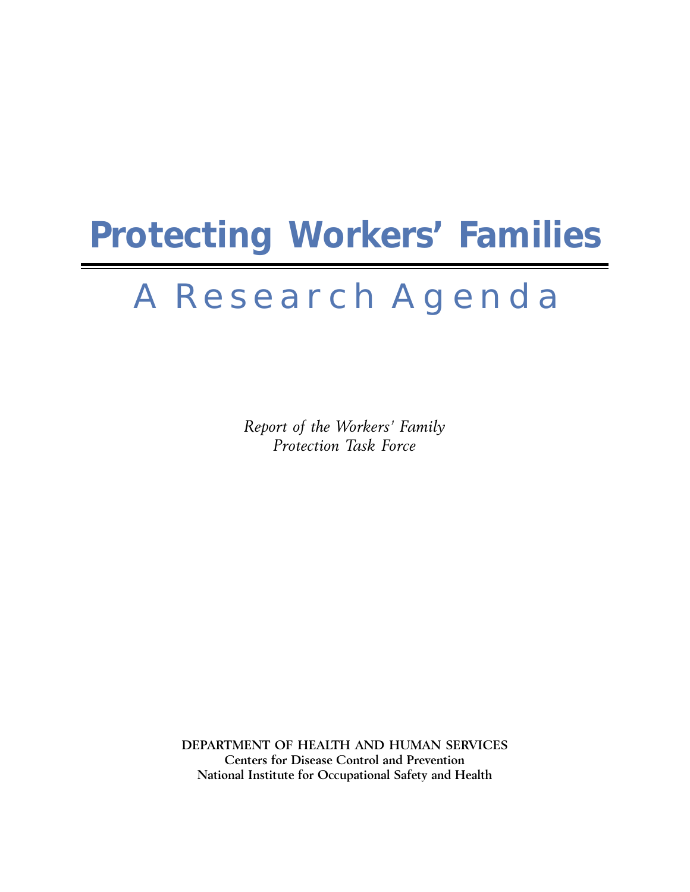# Protecting Workers' Families

## A Research Agenda

*Report of the Workers' Family Protection Task Force*

**DEPARTMENT OF HEALTH AND HUMAN SERVICES**
**Centers for Disease Control and Prevention**
**National Institute for Occupational Safety and Health**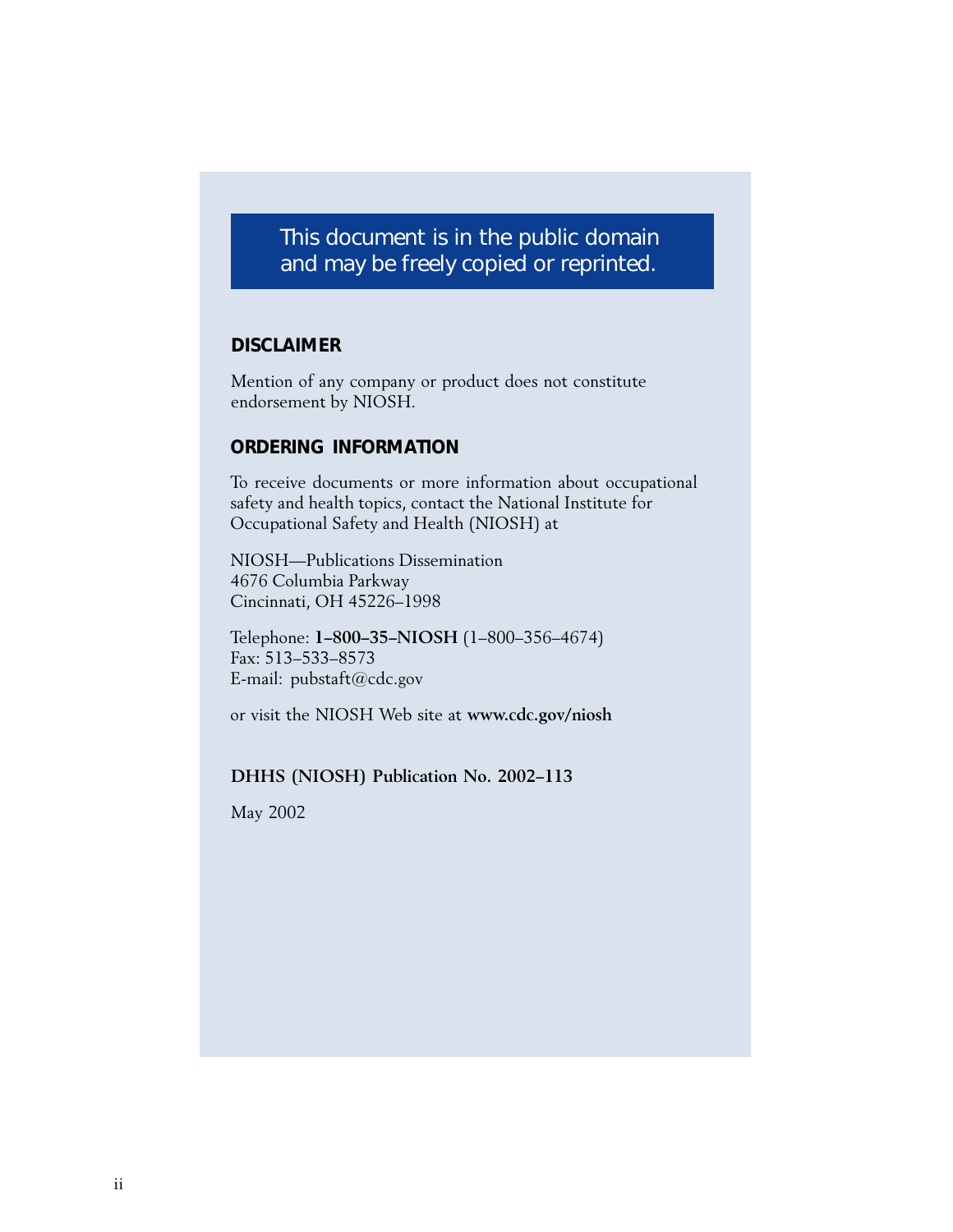**This document is in the public domain and may be freely copied or reprinted.**

## DISCLAIMER

Mention of any company or product does not constitute endorsement by NIOSH.

## ORDERING INFORMATION

To receive documents or more information about occupational safety and health topics, contact the National Institute for Occupational Safety and Health (NIOSH) at

NIOSH—Publications Dissemination
4676 Columbia Parkway
Cincinnati, OH 45226–1998

Telephone: **1–800–35–NIOSH** (1–800–356–4674)
Fax: 513–533–8573
E-mail: pubstaft@cdc.gov

or visit the NIOSH Web site at **www.cdc.gov/niosh**

**DHHS (NIOSH) Publication No. 2002–113**

May 2002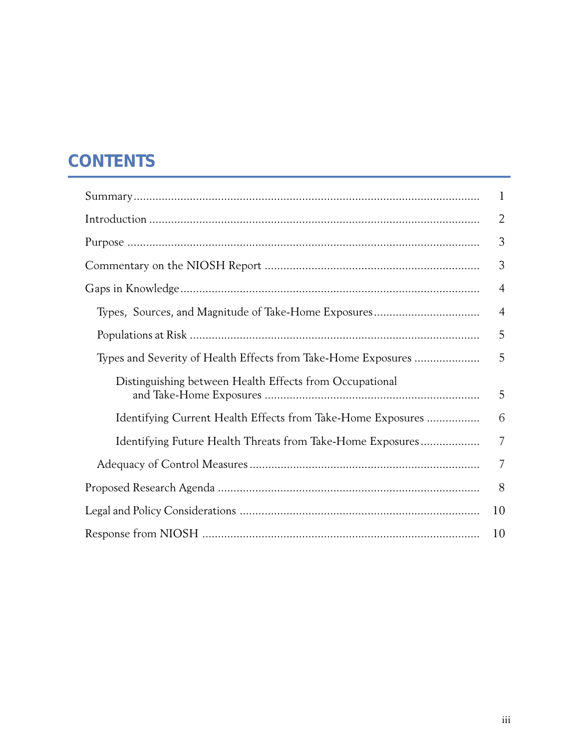# CONTENTS

| | |
|---|---|
| Summary | 1 |
| Introduction | 2 |
| Purpose | 3 |
| Commentary on the NIOSH Report | 3 |
| Gaps in Knowledge | 4 |
| Types, Sources, and Magnitude of Take-Home Exposures | 4 |
| Populations at Risk | 5 |
| Types and Severity of Health Effects from Take-Home Exposures | 5 |
| Distinguishing between Health Effects from Occupational and Take-Home Exposures | 5 |
| Identifying Current Health Effects from Take-Home Exposures | 6 |
| Identifying Future Health Threats from Take-Home Exposures | 7 |
| Adequacy of Control Measures | 7 |
| Proposed Research Agenda | 8 |
| Legal and Policy Considerations | 10 |
| Response from NIOSH | 10 |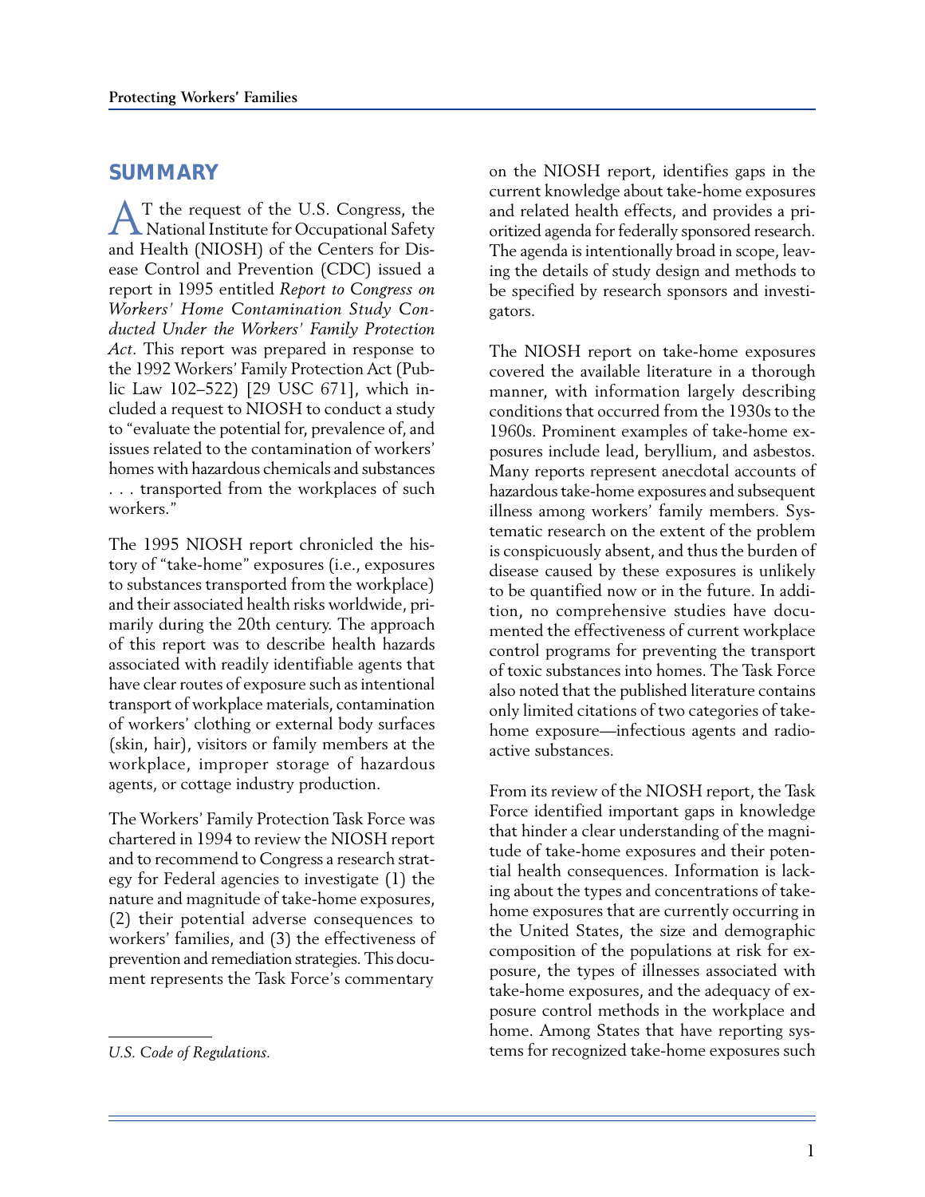## SUMMARY

AT the request of the U.S. Congress, the National Institute for Occupational Safety and Health (NIOSH) of the Centers for Disease Control and Prevention (CDC) issued a report in 1995 entitled *Report to Congress on Workers' Home Contamination Study Conducted Under the Workers' Family Protection Act*. This report was prepared in response to the 1992 Workers' Family Protection Act (Public Law 102–522) [29 USC 671], which included a request to NIOSH to conduct a study to "evaluate the potential for, prevalence of, and issues related to the contamination of workers' homes with hazardous chemicals and substances . . . transported from the workplaces of such workers."

The 1995 NIOSH report chronicled the history of "take-home" exposures (i.e., exposures to substances transported from the workplace) and their associated health risks worldwide, primarily during the 20th century. The approach of this report was to describe health hazards associated with readily identifiable agents that have clear routes of exposure such as intentional transport of workplace materials, contamination of workers' clothing or external body surfaces (skin, hair), visitors or family members at the workplace, improper storage of hazardous agents, or cottage industry production.

The Workers' Family Protection Task Force was chartered in 1994 to review the NIOSH report and to recommend to Congress a research strategy for Federal agencies to investigate (1) the nature and magnitude of take-home exposures, (2) their potential adverse consequences to workers' families, and (3) the effectiveness of prevention and remediation strategies. This document represents the Task Force's commentary on the NIOSH report, identifies gaps in the current knowledge about take-home exposures and related health effects, and provides a prioritized agenda for federally sponsored research. The agenda is intentionally broad in scope, leaving the details of study design and methods to be specified by research sponsors and investigators.

The NIOSH report on take-home exposures covered the available literature in a thorough manner, with information largely describing conditions that occurred from the 1930s to the 1960s. Prominent examples of take-home exposures include lead, beryllium, and asbestos. Many reports represent anecdotal accounts of hazardous take-home exposures and subsequent illness among workers' family members. Systematic research on the extent of the problem is conspicuously absent, and thus the burden of disease caused by these exposures is unlikely to be quantified now or in the future. In addition, no comprehensive studies have documented the effectiveness of current workplace control programs for preventing the transport of toxic substances into homes. The Task Force also noted that the published literature contains only limited citations of two categories of take-home exposure—infectious agents and radioactive substances.

From its review of the NIOSH report, the Task Force identified important gaps in knowledge that hinder a clear understanding of the magnitude of take-home exposures and their potential health consequences. Information is lacking about the types and concentrations of take-home exposures that are currently occurring in the United States, the size and demographic composition of the populations at risk for exposure, the types of illnesses associated with take-home exposures, and the adequacy of exposure control methods in the workplace and home. Among States that have reporting systems for recognized take-home exposures such

---

*U.S. Code of Regulations.*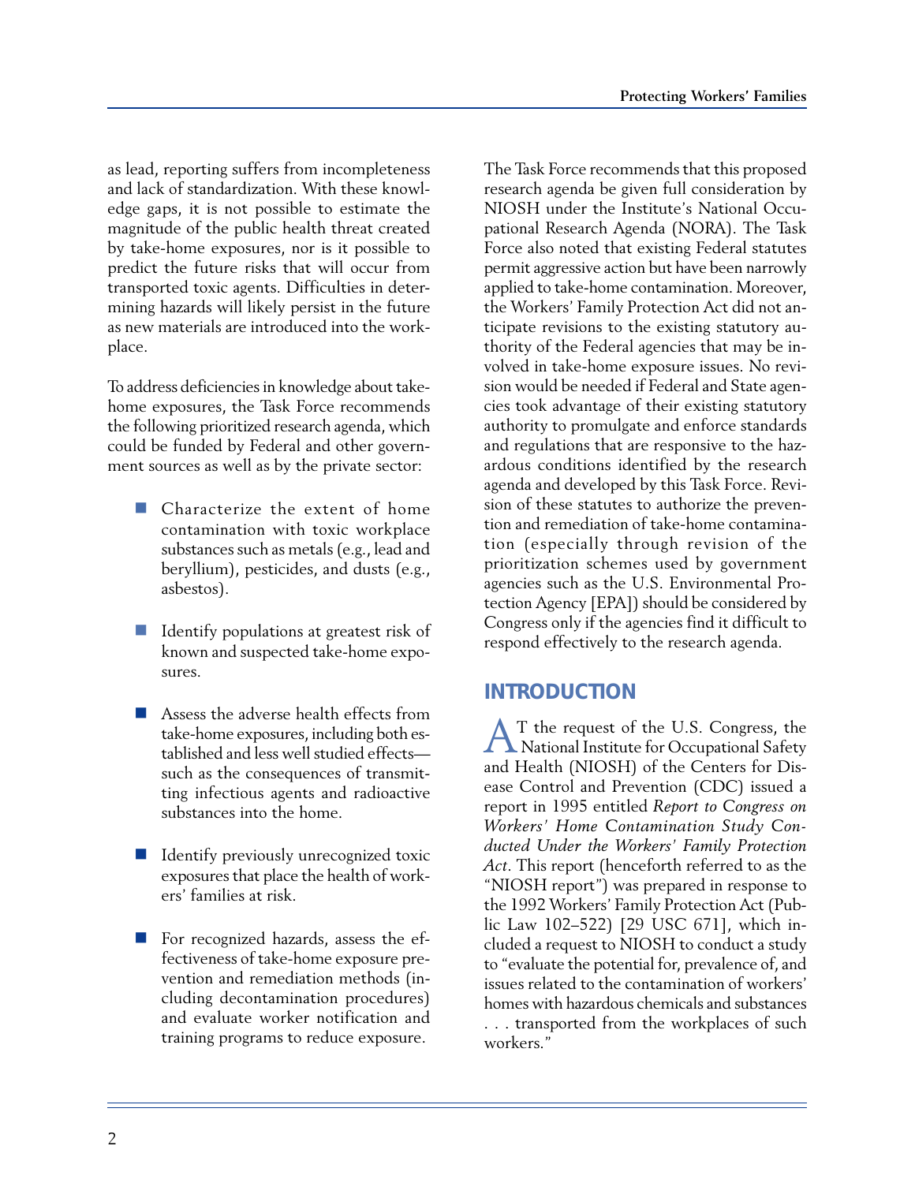as lead, reporting suffers from incompleteness and lack of standardization. With these knowledge gaps, it is not possible to estimate the magnitude of the public health threat created by take-home exposures, nor is it possible to predict the future risks that will occur from transported toxic agents. Difficulties in determining hazards will likely persist in the future as new materials are introduced into the workplace.

To address deficiencies in knowledge about take-home exposures, the Task Force recommends the following prioritized research agenda, which could be funded by Federal and other government sources as well as by the private sector:

- Characterize the extent of home contamination with toxic workplace substances such as metals (e.g., lead and beryllium), pesticides, and dusts (e.g., asbestos).
- Identify populations at greatest risk of known and suspected take-home exposures.
- Assess the adverse health effects from take-home exposures, including both established and less well studied effects—such as the consequences of transmitting infectious agents and radioactive substances into the home.
- Identify previously unrecognized toxic exposures that place the health of workers' families at risk.
- For recognized hazards, assess the effectiveness of take-home exposure prevention and remediation methods (including decontamination procedures) and evaluate worker notification and training programs to reduce exposure.

The Task Force recommends that this proposed research agenda be given full consideration by NIOSH under the Institute's National Occupational Research Agenda (NORA). The Task Force also noted that existing Federal statutes permit aggressive action but have been narrowly applied to take-home contamination. Moreover, the Workers' Family Protection Act did not anticipate revisions to the existing statutory authority of the Federal agencies that may be involved in take-home exposure issues. No revision would be needed if Federal and State agencies took advantage of their existing statutory authority to promulgate and enforce standards and regulations that are responsive to the hazardous conditions identified by the research agenda and developed by this Task Force. Revision of these statutes to authorize the prevention and remediation of take-home contamination (especially through revision of the prioritization schemes used by government agencies such as the U.S. Environmental Protection Agency [EPA]) should be considered by Congress only if the agencies find it difficult to respond effectively to the research agenda.

## INTRODUCTION

At the request of the U.S. Congress, the National Institute for Occupational Safety and Health (NIOSH) of the Centers for Disease Control and Prevention (CDC) issued a report in 1995 entitled *Report to Congress on Workers' Home Contamination Study Conducted Under the Workers' Family Protection Act*. This report (henceforth referred to as the "NIOSH report") was prepared in response to the 1992 Workers' Family Protection Act (Public Law 102–522) [29 USC 671], which included a request to NIOSH to conduct a study to "evaluate the potential for, prevalence of, and issues related to the contamination of workers' homes with hazardous chemicals and substances . . . transported from the workplaces of such workers."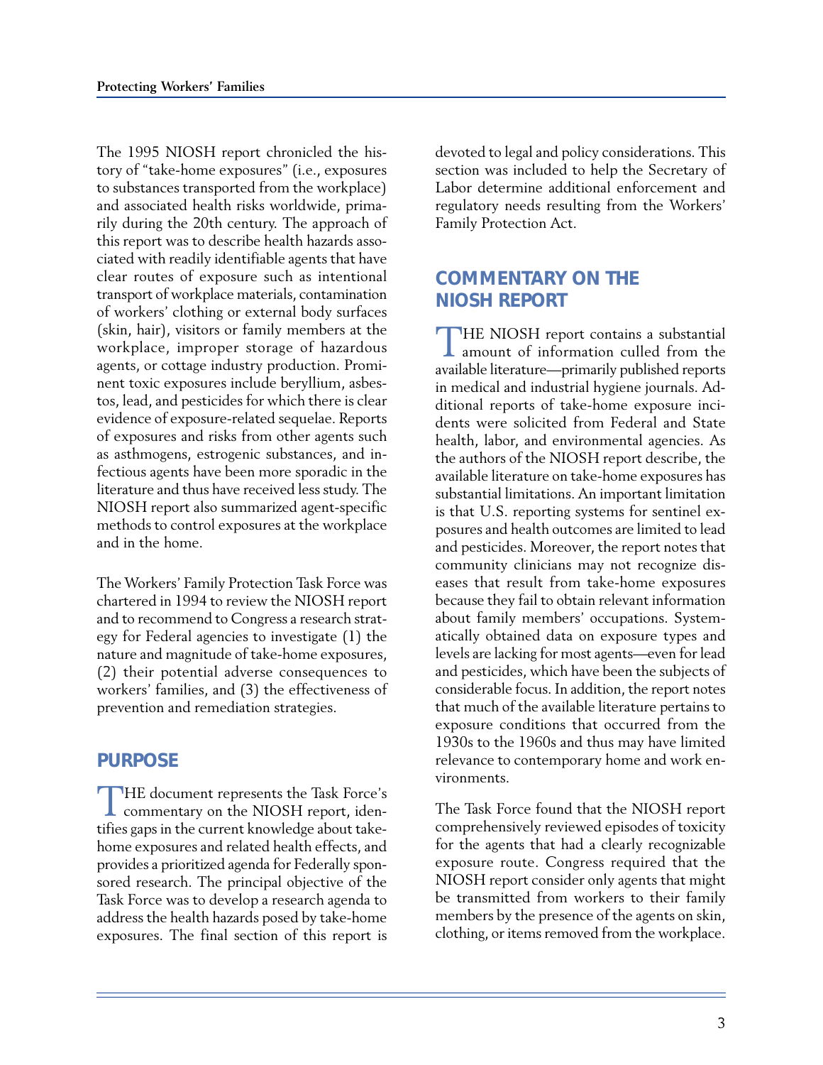The 1995 NIOSH report chronicled the history of "take-home exposures" (i.e., exposures to substances transported from the workplace) and associated health risks worldwide, primarily during the 20th century. The approach of this report was to describe health hazards associated with readily identifiable agents that have clear routes of exposure such as intentional transport of workplace materials, contamination of workers' clothing or external body surfaces (skin, hair), visitors or family members at the workplace, improper storage of hazardous agents, or cottage industry production. Prominent toxic exposures include beryllium, asbestos, lead, and pesticides for which there is clear evidence of exposure-related sequelae. Reports of exposures and risks from other agents such as asthmogens, estrogenic substances, and infectious agents have been more sporadic in the literature and thus have received less study. The NIOSH report also summarized agent-specific methods to control exposures at the workplace and in the home.

The Workers' Family Protection Task Force was chartered in 1994 to review the NIOSH report and to recommend to Congress a research strategy for Federal agencies to investigate (1) the nature and magnitude of take-home exposures, (2) their potential adverse consequences to workers' families, and (3) the effectiveness of prevention and remediation strategies.

## PURPOSE

THE document represents the Task Force's commentary on the NIOSH report, identifies gaps in the current knowledge about take-home exposures and related health effects, and provides a prioritized agenda for Federally sponsored research. The principal objective of the Task Force was to develop a research agenda to address the health hazards posed by take-home exposures. The final section of this report is devoted to legal and policy considerations. This section was included to help the Secretary of Labor determine additional enforcement and regulatory needs resulting from the Workers' Family Protection Act.

## COMMENTARY ON THE NIOSH REPORT

THE NIOSH report contains a substantial amount of information culled from the available literature—primarily published reports in medical and industrial hygiene journals. Additional reports of take-home exposure incidents were solicited from Federal and State health, labor, and environmental agencies. As the authors of the NIOSH report describe, the available literature on take-home exposures has substantial limitations. An important limitation is that U.S. reporting systems for sentinel exposures and health outcomes are limited to lead and pesticides. Moreover, the report notes that community clinicians may not recognize diseases that result from take-home exposures because they fail to obtain relevant information about family members' occupations. Systematically obtained data on exposure types and levels are lacking for most agents—even for lead and pesticides, which have been the subjects of considerable focus. In addition, the report notes that much of the available literature pertains to exposure conditions that occurred from the 1930s to the 1960s and thus may have limited relevance to contemporary home and work environments.

The Task Force found that the NIOSH report comprehensively reviewed episodes of toxicity for the agents that had a clearly recognizable exposure route. Congress required that the NIOSH report consider only agents that might be transmitted from workers to their family members by the presence of the agents on skin, clothing, or items removed from the workplace.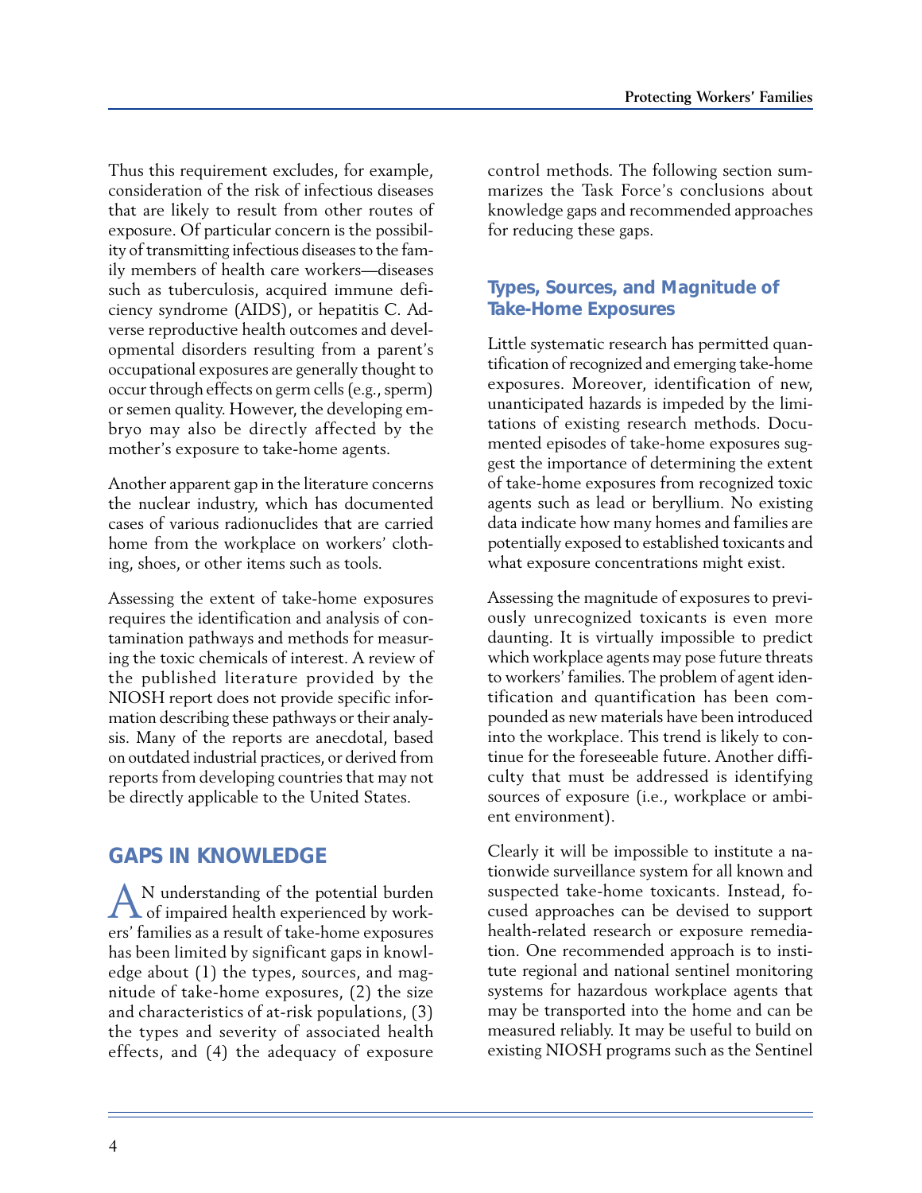Thus this requirement excludes, for example, consideration of the risk of infectious diseases that are likely to result from other routes of exposure. Of particular concern is the possibility of transmitting infectious diseases to the family members of health care workers—diseases such as tuberculosis, acquired immune deficiency syndrome (AIDS), or hepatitis C. Adverse reproductive health outcomes and developmental disorders resulting from a parent's occupational exposures are generally thought to occur through effects on germ cells (e.g., sperm) or semen quality. However, the developing embryo may also be directly affected by the mother's exposure to take-home agents.

Another apparent gap in the literature concerns the nuclear industry, which has documented cases of various radionuclides that are carried home from the workplace on workers' clothing, shoes, or other items such as tools.

Assessing the extent of take-home exposures requires the identification and analysis of contamination pathways and methods for measuring the toxic chemicals of interest. A review of the published literature provided by the NIOSH report does not provide specific information describing these pathways or their analysis. Many of the reports are anecdotal, based on outdated industrial practices, or derived from reports from developing countries that may not be directly applicable to the United States.

## GAPS IN KNOWLEDGE

AN understanding of the potential burden of impaired health experienced by workers' families as a result of take-home exposures has been limited by significant gaps in knowledge about (1) the types, sources, and magnitude of take-home exposures, (2) the size and characteristics of at-risk populations, (3) the types and severity of associated health effects, and (4) the adequacy of exposure control methods. The following section summarizes the Task Force's conclusions about knowledge gaps and recommended approaches for reducing these gaps.

### Types, Sources, and Magnitude of Take-Home Exposures

Little systematic research has permitted quantification of recognized and emerging take-home exposures. Moreover, identification of new, unanticipated hazards is impeded by the limitations of existing research methods. Documented episodes of take-home exposures suggest the importance of determining the extent of take-home exposures from recognized toxic agents such as lead or beryllium. No existing data indicate how many homes and families are potentially exposed to established toxicants and what exposure concentrations might exist.

Assessing the magnitude of exposures to previously unrecognized toxicants is even more daunting. It is virtually impossible to predict which workplace agents may pose future threats to workers' families. The problem of agent identification and quantification has been compounded as new materials have been introduced into the workplace. This trend is likely to continue for the foreseeable future. Another difficulty that must be addressed is identifying sources of exposure (i.e., workplace or ambient environment).

Clearly it will be impossible to institute a nationwide surveillance system for all known and suspected take-home toxicants. Instead, focused approaches can be devised to support health-related research or exposure remediation. One recommended approach is to institute regional and national sentinel monitoring systems for hazardous workplace agents that may be transported into the home and can be measured reliably. It may be useful to build on existing NIOSH programs such as the Sentinel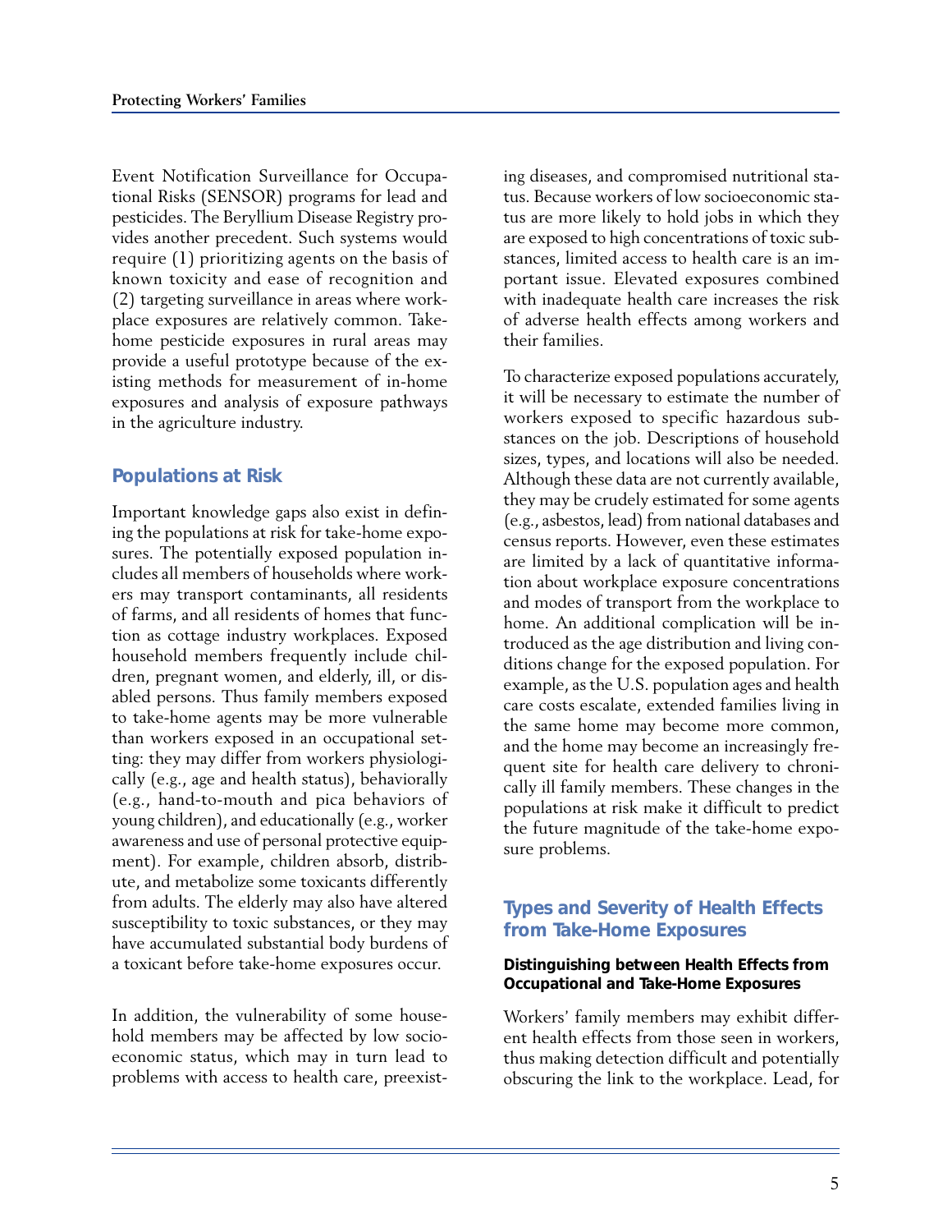Event Notification Surveillance for Occupational Risks (SENSOR) programs for lead and pesticides. The Beryllium Disease Registry provides another precedent. Such systems would require (1) prioritizing agents on the basis of known toxicity and ease of recognition and (2) targeting surveillance in areas where workplace exposures are relatively common. Take-home pesticide exposures in rural areas may provide a useful prototype because of the existing methods for measurement of in-home exposures and analysis of exposure pathways in the agriculture industry.

## Populations at Risk

Important knowledge gaps also exist in defining the populations at risk for take-home exposures. The potentially exposed population includes all members of households where workers may transport contaminants, all residents of farms, and all residents of homes that function as cottage industry workplaces. Exposed household members frequently include children, pregnant women, and elderly, ill, or disabled persons. Thus family members exposed to take-home agents may be more vulnerable than workers exposed in an occupational setting: they may differ from workers physiologically (e.g., age and health status), behaviorally (e.g., hand-to-mouth and pica behaviors of young children), and educationally (e.g., worker awareness and use of personal protective equipment). For example, children absorb, distribute, and metabolize some toxicants differently from adults. The elderly may also have altered susceptibility to toxic substances, or they may have accumulated substantial body burdens of a toxicant before take-home exposures occur.

In addition, the vulnerability of some household members may be affected by low socioeconomic status, which may in turn lead to problems with access to health care, preexisting diseases, and compromised nutritional status. Because workers of low socioeconomic status are more likely to hold jobs in which they are exposed to high concentrations of toxic substances, limited access to health care is an important issue. Elevated exposures combined with inadequate health care increases the risk of adverse health effects among workers and their families.

To characterize exposed populations accurately, it will be necessary to estimate the number of workers exposed to specific hazardous substances on the job. Descriptions of household sizes, types, and locations will also be needed. Although these data are not currently available, they may be crudely estimated for some agents (e.g., asbestos, lead) from national databases and census reports. However, even these estimates are limited by a lack of quantitative information about workplace exposure concentrations and modes of transport from the workplace to home. An additional complication will be introduced as the age distribution and living conditions change for the exposed population. For example, as the U.S. population ages and health care costs escalate, extended families living in the same home may become more common, and the home may become an increasingly frequent site for health care delivery to chronically ill family members. These changes in the populations at risk make it difficult to predict the future magnitude of the take-home exposure problems.

## Types and Severity of Health Effects from Take-Home Exposures

### Distinguishing between Health Effects from Occupational and Take-Home Exposures

Workers' family members may exhibit different health effects from those seen in workers, thus making detection difficult and potentially obscuring the link to the workplace. Lead, for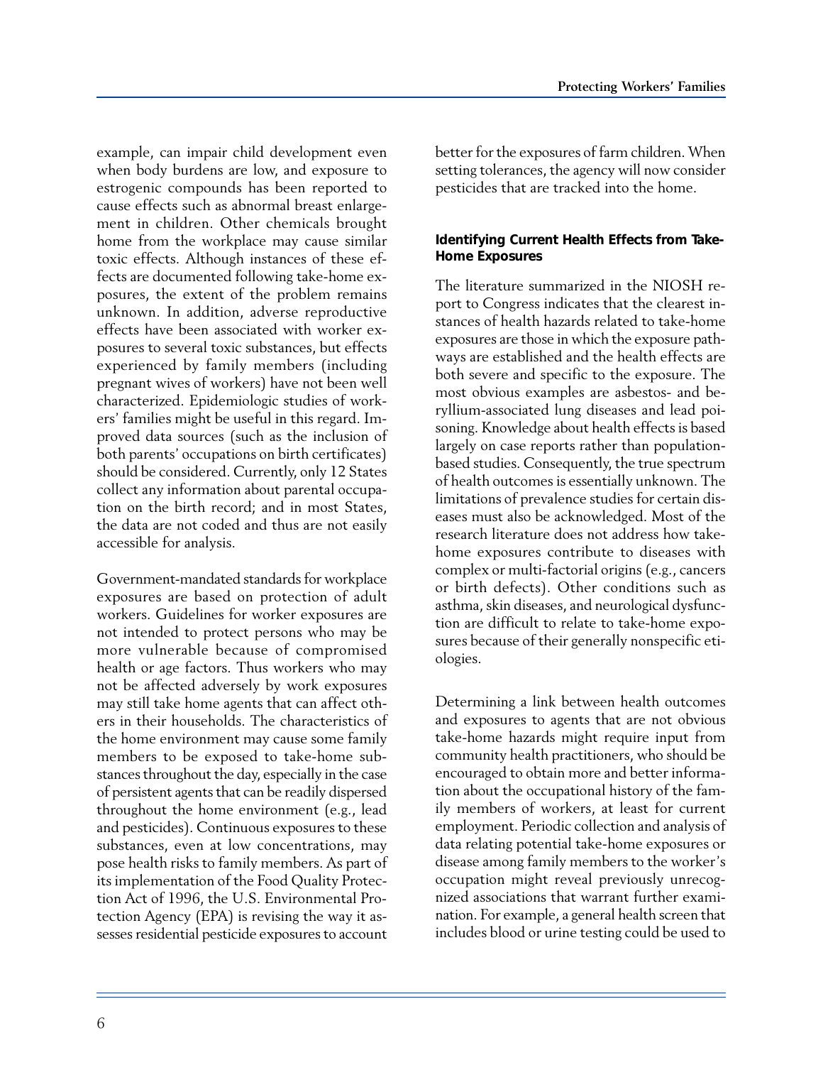example, can impair child development even when body burdens are low, and exposure to estrogenic compounds has been reported to cause effects such as abnormal breast enlargement in children. Other chemicals brought home from the workplace may cause similar toxic effects. Although instances of these effects are documented following take-home exposures, the extent of the problem remains unknown. In addition, adverse reproductive effects have been associated with worker exposures to several toxic substances, but effects experienced by family members (including pregnant wives of workers) have not been well characterized. Epidemiologic studies of workers' families might be useful in this regard. Improved data sources (such as the inclusion of both parents' occupations on birth certificates) should be considered. Currently, only 12 States collect any information about parental occupation on the birth record; and in most States, the data are not coded and thus are not easily accessible for analysis.

Government-mandated standards for workplace exposures are based on protection of adult workers. Guidelines for worker exposures are not intended to protect persons who may be more vulnerable because of compromised health or age factors. Thus workers who may not be affected adversely by work exposures may still take home agents that can affect others in their households. The characteristics of the home environment may cause some family members to be exposed to take-home substances throughout the day, especially in the case of persistent agents that can be readily dispersed throughout the home environment (e.g., lead and pesticides). Continuous exposures to these substances, even at low concentrations, may pose health risks to family members. As part of its implementation of the Food Quality Protection Act of 1996, the U.S. Environmental Protection Agency (EPA) is revising the way it assesses residential pesticide exposures to account better for the exposures of farm children. When setting tolerances, the agency will now consider pesticides that are tracked into the home.

**Identifying Current Health Effects from Take-Home Exposures**

The literature summarized in the NIOSH report to Congress indicates that the clearest instances of health hazards related to take-home exposures are those in which the exposure pathways are established and the health effects are both severe and specific to the exposure. The most obvious examples are asbestos- and beryllium-associated lung diseases and lead poisoning. Knowledge about health effects is based largely on case reports rather than population-based studies. Consequently, the true spectrum of health outcomes is essentially unknown. The limitations of prevalence studies for certain diseases must also be acknowledged. Most of the research literature does not address how take-home exposures contribute to diseases with complex or multi-factorial origins (e.g., cancers or birth defects). Other conditions such as asthma, skin diseases, and neurological dysfunction are difficult to relate to take-home exposures because of their generally nonspecific etiologies.

Determining a link between health outcomes and exposures to agents that are not obvious take-home hazards might require input from community health practitioners, who should be encouraged to obtain more and better information about the occupational history of the family members of workers, at least for current employment. Periodic collection and analysis of data relating potential take-home exposures or disease among family members to the worker's occupation might reveal previously unrecognized associations that warrant further examination. For example, a general health screen that includes blood or urine testing could be used to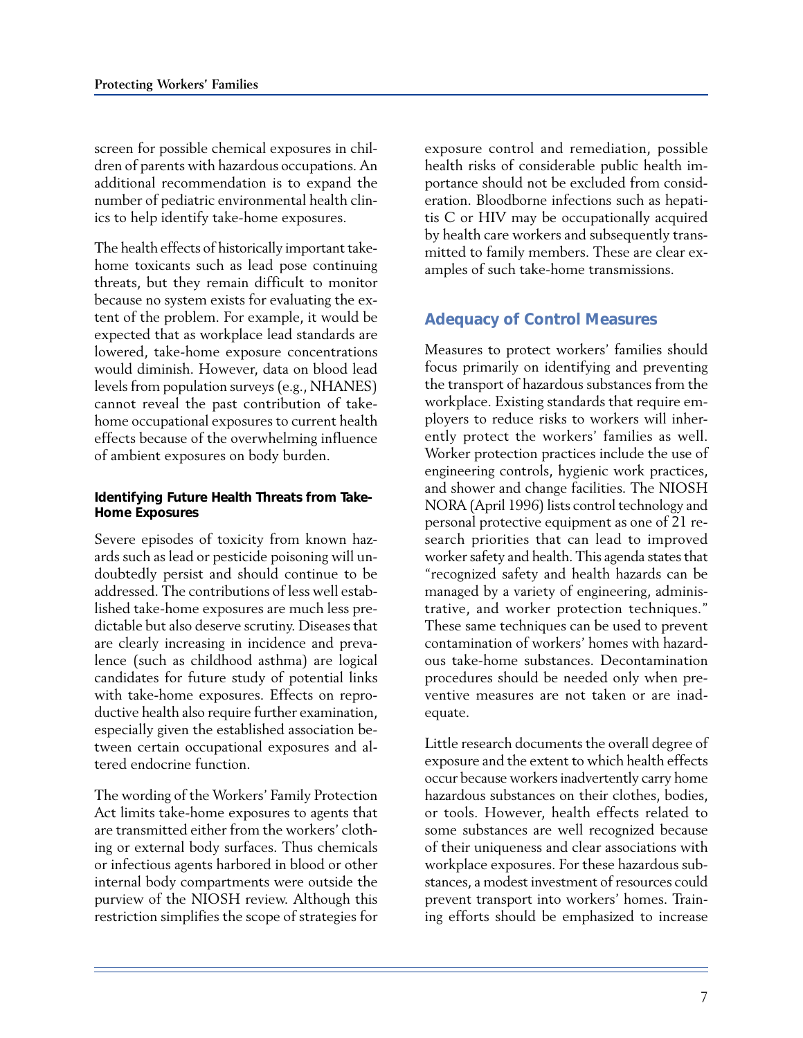screen for possible chemical exposures in children of parents with hazardous occupations. An additional recommendation is to expand the number of pediatric environmental health clinics to help identify take-home exposures.

The health effects of historically important take-home toxicants such as lead pose continuing threats, but they remain difficult to monitor because no system exists for evaluating the extent of the problem. For example, it would be expected that as workplace lead standards are lowered, take-home exposure concentrations would diminish. However, data on blood lead levels from population surveys (e.g., NHANES) cannot reveal the past contribution of take-home occupational exposures to current health effects because of the overwhelming influence of ambient exposures on body burden.

#### Identifying Future Health Threats from Take-Home Exposures

Severe episodes of toxicity from known hazards such as lead or pesticide poisoning will undoubtedly persist and should continue to be addressed. The contributions of less well established take-home exposures are much less predictable but also deserve scrutiny. Diseases that are clearly increasing in incidence and prevalence (such as childhood asthma) are logical candidates for future study of potential links with take-home exposures. Effects on reproductive health also require further examination, especially given the established association between certain occupational exposures and altered endocrine function.

The wording of the Workers' Family Protection Act limits take-home exposures to agents that are transmitted either from the workers' clothing or external body surfaces. Thus chemicals or infectious agents harbored in blood or other internal body compartments were outside the purview of the NIOSH review. Although this restriction simplifies the scope of strategies for exposure control and remediation, possible health risks of considerable public health importance should not be excluded from consideration. Bloodborne infections such as hepatitis C or HIV may be occupationally acquired by health care workers and subsequently transmitted to family members. These are clear examples of such take-home transmissions.

### Adequacy of Control Measures

Measures to protect workers' families should focus primarily on identifying and preventing the transport of hazardous substances from the workplace. Existing standards that require employers to reduce risks to workers will inherently protect the workers' families as well. Worker protection practices include the use of engineering controls, hygienic work practices, and shower and change facilities. The NIOSH NORA (April 1996) lists control technology and personal protective equipment as one of 21 research priorities that can lead to improved worker safety and health. This agenda states that "recognized safety and health hazards can be managed by a variety of engineering, administrative, and worker protection techniques." These same techniques can be used to prevent contamination of workers' homes with hazardous take-home substances. Decontamination procedures should be needed only when preventive measures are not taken or are inadequate.

Little research documents the overall degree of exposure and the extent to which health effects occur because workers inadvertently carry home hazardous substances on their clothes, bodies, or tools. However, health effects related to some substances are well recognized because of their uniqueness and clear associations with workplace exposures. For these hazardous substances, a modest investment of resources could prevent transport into workers' homes. Training efforts should be emphasized to increase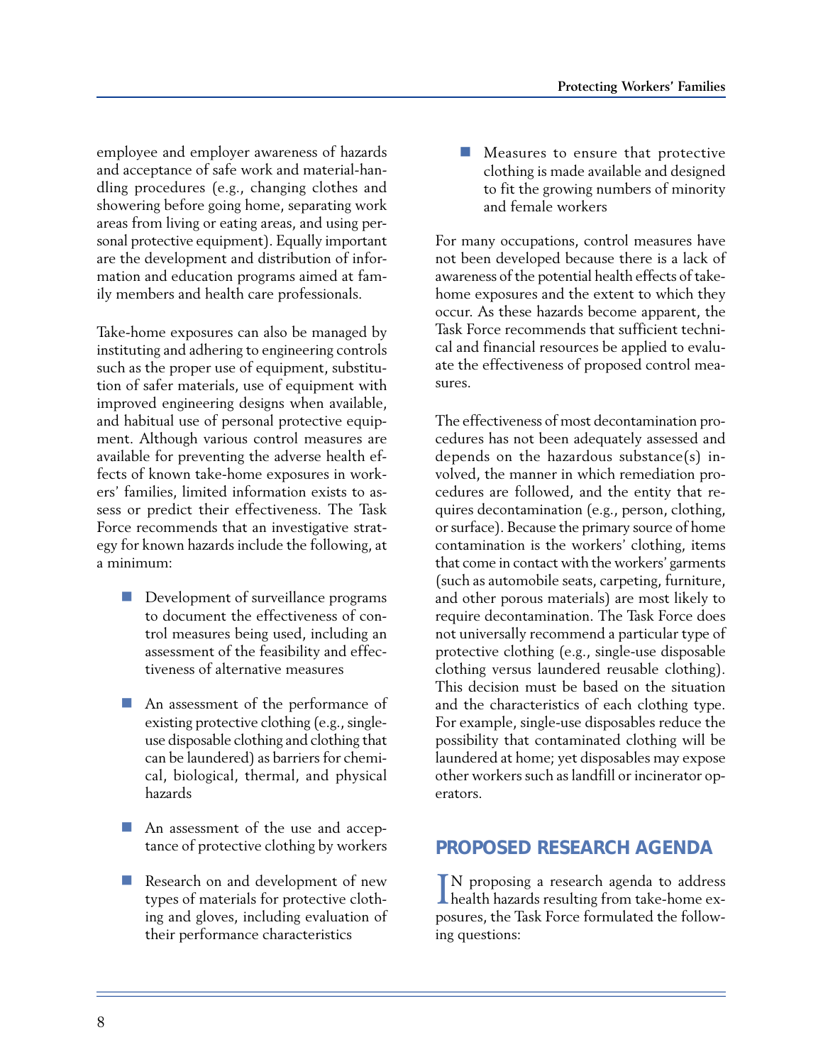employee and employer awareness of hazards and acceptance of safe work and material-handling procedures (e.g., changing clothes and showering before going home, separating work areas from living or eating areas, and using personal protective equipment). Equally important are the development and distribution of information and education programs aimed at family members and health care professionals.

Take-home exposures can also be managed by instituting and adhering to engineering controls such as the proper use of equipment, substitution of safer materials, use of equipment with improved engineering designs when available, and habitual use of personal protective equipment. Although various control measures are available for preventing the adverse health effects of known take-home exposures in workers' families, limited information exists to assess or predict their effectiveness. The Task Force recommends that an investigative strategy for known hazards include the following, at a minimum:

- Development of surveillance programs to document the effectiveness of control measures being used, including an assessment of the feasibility and effectiveness of alternative measures
- An assessment of the performance of existing protective clothing (e.g., single-use disposable clothing and clothing that can be laundered) as barriers for chemical, biological, thermal, and physical hazards
- An assessment of the use and acceptance of protective clothing by workers
- Research on and development of new types of materials for protective clothing and gloves, including evaluation of their performance characteristics
- Measures to ensure that protective clothing is made available and designed to fit the growing numbers of minority and female workers

For many occupations, control measures have not been developed because there is a lack of awareness of the potential health effects of take-home exposures and the extent to which they occur. As these hazards become apparent, the Task Force recommends that sufficient technical and financial resources be applied to evaluate the effectiveness of proposed control measures.

The effectiveness of most decontamination procedures has not been adequately assessed and depends on the hazardous substance(s) involved, the manner in which remediation procedures are followed, and the entity that requires decontamination (e.g., person, clothing, or surface). Because the primary source of home contamination is the workers' clothing, items that come in contact with the workers' garments (such as automobile seats, carpeting, furniture, and other porous materials) are most likely to require decontamination. The Task Force does not universally recommend a particular type of protective clothing (e.g., single-use disposable clothing versus laundered reusable clothing). This decision must be based on the situation and the characteristics of each clothing type. For example, single-use disposables reduce the possibility that contaminated clothing will be laundered at home; yet disposables may expose other workers such as landfill or incinerator operators.

## PROPOSED RESEARCH AGENDA

IN proposing a research agenda to address health hazards resulting from take-home exposures, the Task Force formulated the following questions: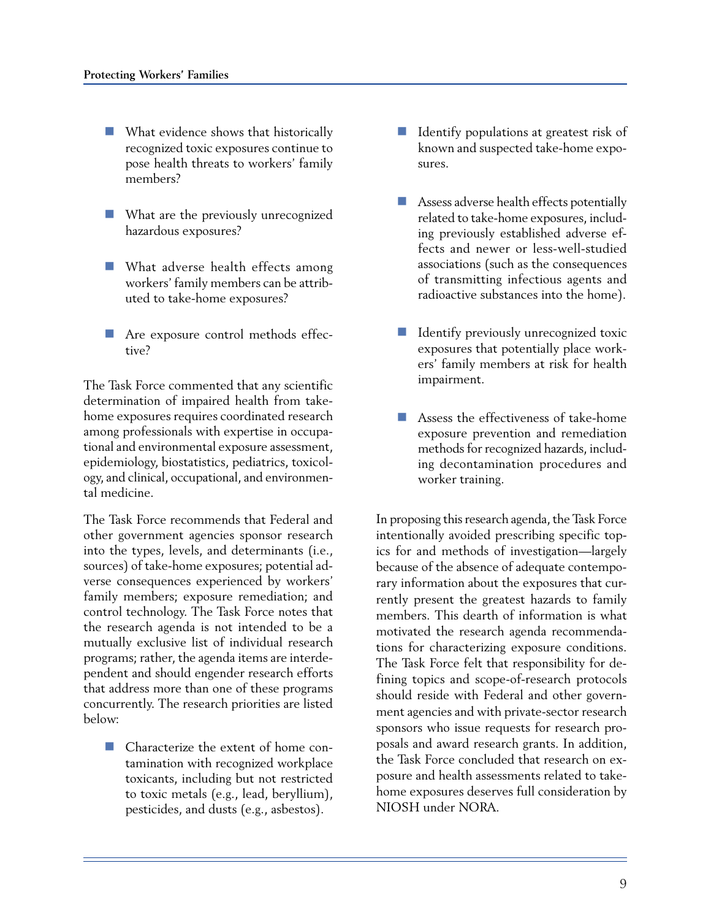- What evidence shows that historically recognized toxic exposures continue to pose health threats to workers' family members?
- What are the previously unrecognized hazardous exposures?
- What adverse health effects among workers' family members can be attributed to take-home exposures?
- Are exposure control methods effective?

The Task Force commented that any scientific determination of impaired health from take-home exposures requires coordinated research among professionals with expertise in occupational and environmental exposure assessment, epidemiology, biostatistics, pediatrics, toxicology, and clinical, occupational, and environmental medicine.

The Task Force recommends that Federal and other government agencies sponsor research into the types, levels, and determinants (i.e., sources) of take-home exposures; potential adverse consequences experienced by workers' family members; exposure remediation; and control technology. The Task Force notes that the research agenda is not intended to be a mutually exclusive list of individual research programs; rather, the agenda items are interdependent and should engender research efforts that address more than one of these programs concurrently. The research priorities are listed below:

- Characterize the extent of home contamination with recognized workplace toxicants, including but not restricted to toxic metals (e.g., lead, beryllium), pesticides, and dusts (e.g., asbestos).
- Identify populations at greatest risk of known and suspected take-home exposures.
- Assess adverse health effects potentially related to take-home exposures, including previously established adverse effects and newer or less-well-studied associations (such as the consequences of transmitting infectious agents and radioactive substances into the home).
- Identify previously unrecognized toxic exposures that potentially place workers' family members at risk for health impairment.
- Assess the effectiveness of take-home exposure prevention and remediation methods for recognized hazards, including decontamination procedures and worker training.

In proposing this research agenda, the Task Force intentionally avoided prescribing specific topics for and methods of investigation—largely because of the absence of adequate contemporary information about the exposures that currently present the greatest hazards to family members. This dearth of information is what motivated the research agenda recommendations for characterizing exposure conditions. The Task Force felt that responsibility for defining topics and scope-of-research protocols should reside with Federal and other government agencies and with private-sector research sponsors who issue requests for research proposals and award research grants. In addition, the Task Force concluded that research on exposure and health assessments related to take-home exposures deserves full consideration by NIOSH under NORA.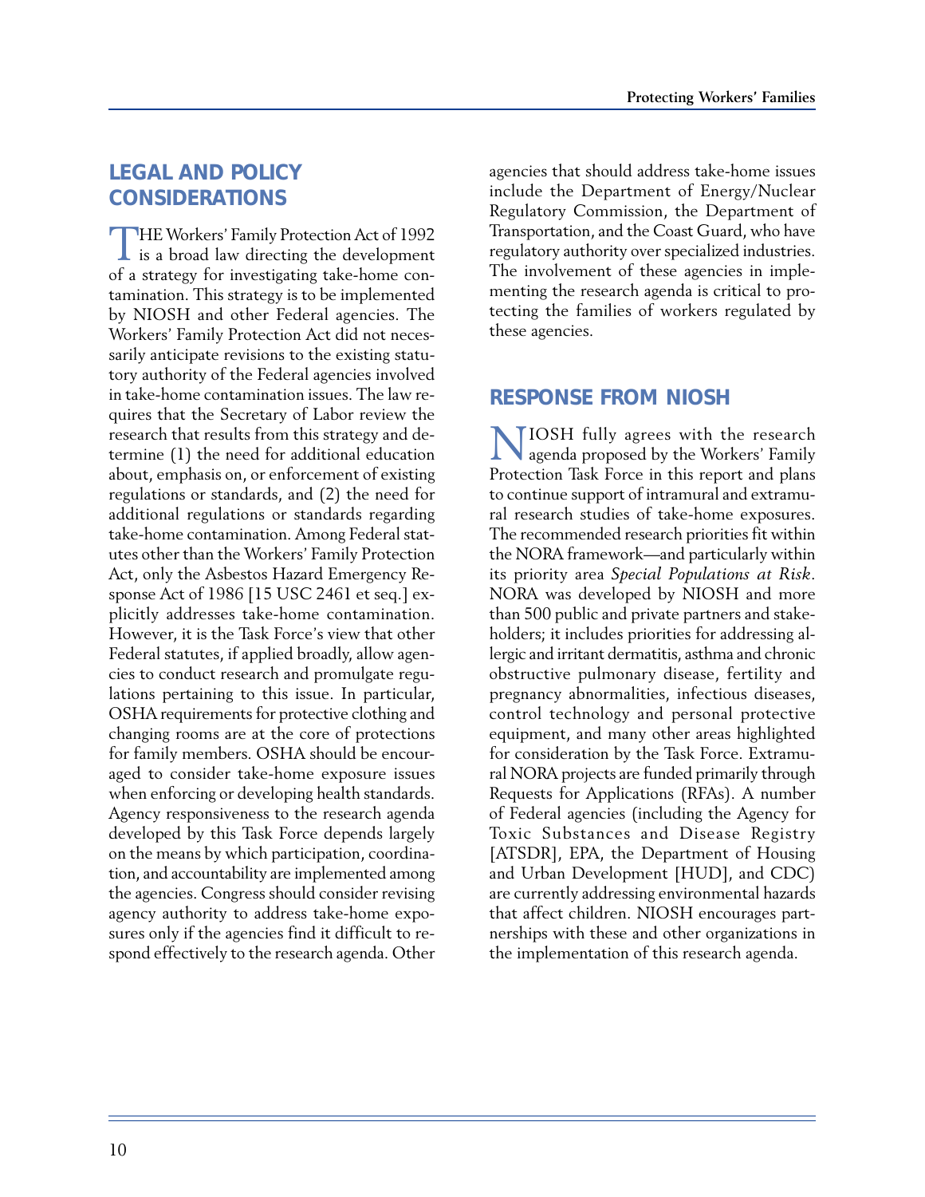## LEGAL AND POLICY CONSIDERATIONS

THE Workers' Family Protection Act of 1992 is a broad law directing the development of a strategy for investigating take-home contamination. This strategy is to be implemented by NIOSH and other Federal agencies. The Workers' Family Protection Act did not necessarily anticipate revisions to the existing statutory authority of the Federal agencies involved in take-home contamination issues. The law requires that the Secretary of Labor review the research that results from this strategy and determine (1) the need for additional education about, emphasis on, or enforcement of existing regulations or standards, and (2) the need for additional regulations or standards regarding take-home contamination. Among Federal statutes other than the Workers' Family Protection Act, only the Asbestos Hazard Emergency Response Act of 1986 [15 USC 2461 et seq.] explicitly addresses take-home contamination. However, it is the Task Force's view that other Federal statutes, if applied broadly, allow agencies to conduct research and promulgate regulations pertaining to this issue. In particular, OSHA requirements for protective clothing and changing rooms are at the core of protections for family members. OSHA should be encouraged to consider take-home exposure issues when enforcing or developing health standards. Agency responsiveness to the research agenda developed by this Task Force depends largely on the means by which participation, coordination, and accountability are implemented among the agencies. Congress should consider revising agency authority to address take-home exposures only if the agencies find it difficult to respond effectively to the research agenda. Other agencies that should address take-home issues include the Department of Energy/Nuclear Regulatory Commission, the Department of Transportation, and the Coast Guard, who have regulatory authority over specialized industries. The involvement of these agencies in implementing the research agenda is critical to protecting the families of workers regulated by these agencies.

## RESPONSE FROM NIOSH

NIOSH fully agrees with the research agenda proposed by the Workers' Family Protection Task Force in this report and plans to continue support of intramural and extramural research studies of take-home exposures. The recommended research priorities fit within the NORA framework—and particularly within its priority area *Special Populations at Risk*. NORA was developed by NIOSH and more than 500 public and private partners and stakeholders; it includes priorities for addressing allergic and irritant dermatitis, asthma and chronic obstructive pulmonary disease, fertility and pregnancy abnormalities, infectious diseases, control technology and personal protective equipment, and many other areas highlighted for consideration by the Task Force. Extramural NORA projects are funded primarily through Requests for Applications (RFAs). A number of Federal agencies (including the Agency for Toxic Substances and Disease Registry [ATSDR], EPA, the Department of Housing and Urban Development [HUD], and CDC) are currently addressing environmental hazards that affect children. NIOSH encourages partnerships with these and other organizations in the implementation of this research agenda.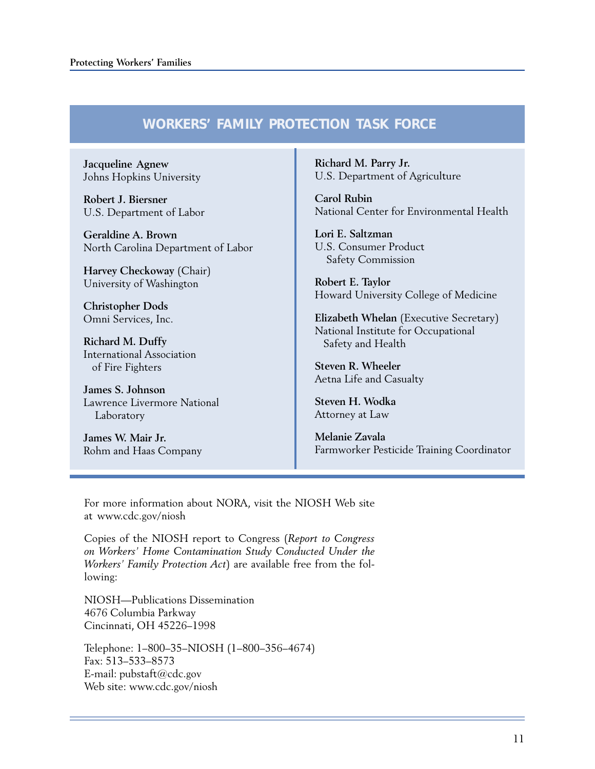## WORKERS' FAMILY PROTECTION TASK FORCE

**Jacqueline Agnew**
Johns Hopkins University

**Robert J. Biersner**
U.S. Department of Labor

**Geraldine A. Brown**
North Carolina Department of Labor

**Harvey Checkoway** (Chair)
University of Washington

**Christopher Dods**
Omni Services, Inc.

**Richard M. Duffy**
International Association of Fire Fighters

**James S. Johnson**
Lawrence Livermore National Laboratory

**James W. Mair Jr.**
Rohm and Haas Company

**Richard M. Parry Jr.**
U.S. Department of Agriculture

**Carol Rubin**
National Center for Environmental Health

**Lori E. Saltzman**
U.S. Consumer Product Safety Commission

**Robert E. Taylor**
Howard University College of Medicine

**Elizabeth Whelan** (Executive Secretary)
National Institute for Occupational Safety and Health

**Steven R. Wheeler**
Aetna Life and Casualty

**Steven H. Wodka**
Attorney at Law

**Melanie Zavala**
Farmworker Pesticide Training Coordinator

For more information about NORA, visit the NIOSH Web site at www.cdc.gov/niosh

Copies of the NIOSH report to Congress (*Report to Congress on Workers' Home Contamination Study Conducted Under the Workers' Family Protection Act*) are available free from the following:

NIOSH—Publications Dissemination
4676 Columbia Parkway
Cincinnati, OH 45226–1998

Telephone: 1–800–35–NIOSH (1–800–356–4674)
Fax: 513–533–8573
E-mail: pubstaft@cdc.gov
Web site: www.cdc.gov/niosh